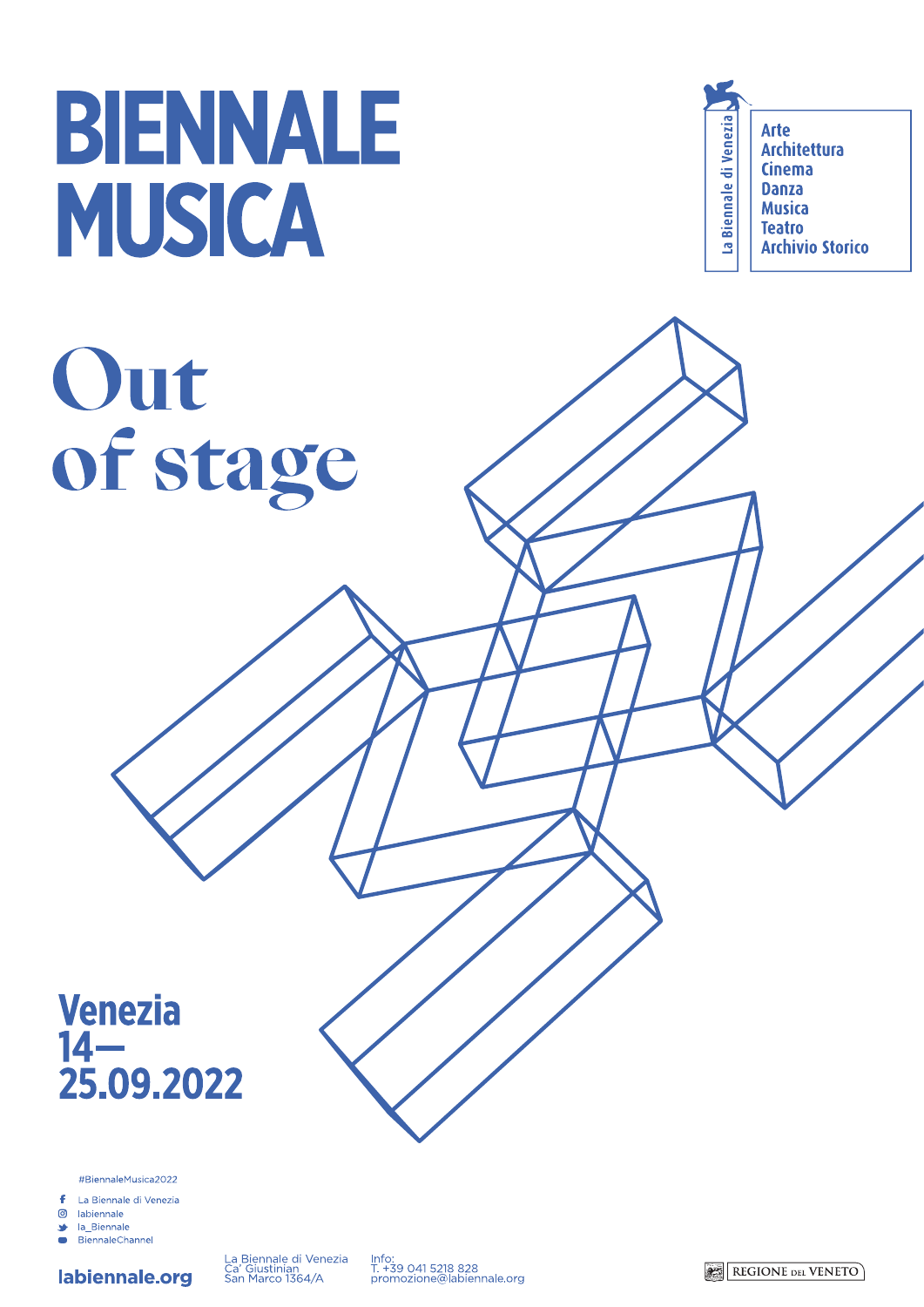# BIENNALE MUSICA

La Biennale di Venezia

Arte
Architettura
Cinema
Danza
Musica
Teatro
Archivio Storico

## Out of stage

**Venezia**
**14—**
**25.09.2022**

#BiennaleMusica2022

- La Biennale di Venezia
- labiennale
- la_Biennale
- BiennaleChannel

**labiennale.org**

La Biennale di Venezia
Ca' Giustinian
San Marco 1364/A

Info:
T. +39 041 5218 828
promozione@labiennale.org

REGIONE DEL VENETO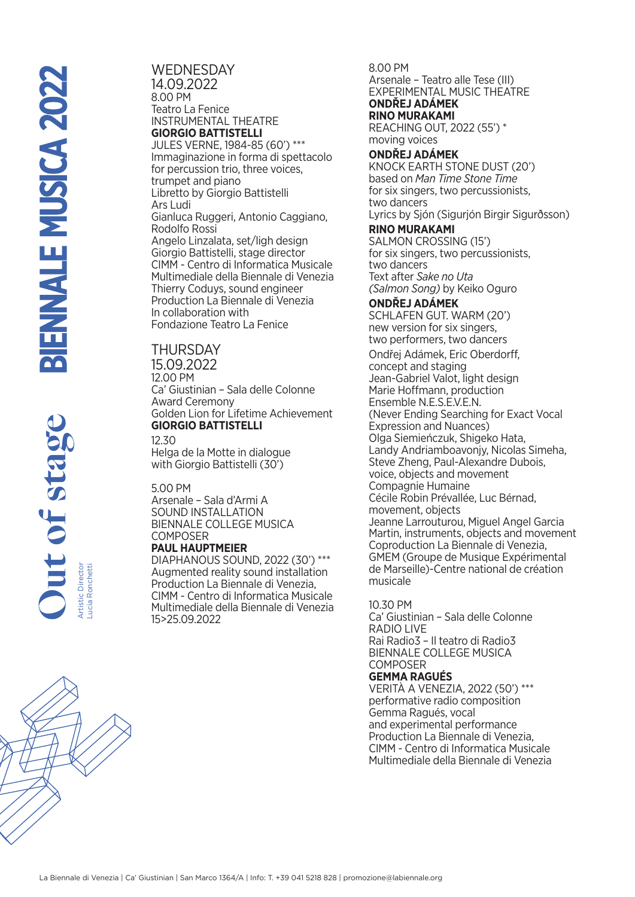## WEDNESDAY 14.09.2022

8.00 PM
Teatro La Fenice
INSTRUMENTAL THEATRE
**GIORGIO BATTISTELLI**
JULES VERNE, 1984-85 (60') ***
Immaginazione in forma di spettacolo for percussion trio, three voices, trumpet and piano
Libretto by Giorgio Battistelli
Ars Ludi
Gianluca Ruggeri, Antonio Caggiano, Rodolfo Rossi
Angelo Linzalata, set/ligh design
Giorgio Battistelli, stage director
CIMM - Centro di Informatica Musicale Multimediale della Biennale di Venezia
Thierry Coduys, sound engineer
Production La Biennale di Venezia
In collaboration with Fondazione Teatro La Fenice

## THURSDAY 15.09.2022

12.00 PM
Ca' Giustinian – Sala delle Colonne
Award Ceremony
Golden Lion for Lifetime Achievement
**GIORGIO BATTISTELLI**

12.30
Helga de la Motte in dialogue with Giorgio Battistelli (30')

5.00 PM
Arsenale – Sala d'Armi A
SOUND INSTALLATION
BIENNALE COLLEGE MUSICA
COMPOSER
**PAUL HAUPTMEIER**
DIAPHANOUS SOUND, 2022 (30') ***
Augmented reality sound installation
Production La Biennale di Venezia, CIMM - Centro di Informatica Musicale Multimediale della Biennale di Venezia
15>25.09.2022

8.00 PM
Arsenale – Teatro alle Tese (III)
EXPERIMENTAL MUSIC THEATRE
**ONDŘEJ ADÁMEK**
**RINO MURAKAMI**
REACHING OUT, 2022 (55') *
moving voices

**ONDŘEJ ADÁMEK**
KNOCK EARTH STONE DUST (20')
based on *Man Time Stone Time*
for six singers, two percussionists, two dancers
Lyrics by Sjón (Sigurjón Birgir Sigurðsson)

**RINO MURAKAMI**
SALMON CROSSING (15')
for six singers, two percussionists, two dancers
Text after *Sake no Uta (Salmon Song)* by Keiko Oguro

**ONDŘEJ ADÁMEK**
SCHLAFEN GUT, WARM (20')
new version for six singers, two performers, two dancers

Ondřej Adámek, Eric Oberdorff, concept and staging
Jean-Gabriel Valot, light design
Marie Hoffmann, production
Ensemble N.E.S.E.V.E.N.
(Never Ending Searching for Exact Vocal Expression and Nuances)
Olga Siemieńczuk, Shigeko Hata, Landy Andriamboavonjy, Nicolas Simeha, Steve Zheng, Paul-Alexandre Dubois, voice, objects and movement
Compagnie Humaine
Cécile Robin Prévallée, Luc Bérnad, movement, objects
Jeanne Larrouturou, Miguel Angel Garcia Martin, instruments, objects and movement
Coproduction La Biennale di Venezia, GMEM (Groupe de Musique Expérimental de Marseille)-Centre national de création musicale

10.30 PM
Ca' Giustinian – Sala delle Colonne
RADIO LIVE
Rai Radio3 – Il teatro di Radio3
BIENNALE COLLEGE MUSICA
COMPOSER
**GEMMA RAGUÉS**
VERITÀ A VENEZIA, 2022 (50') ***
performative radio composition
Gemma Ragués, vocal and experimental performance
Production La Biennale di Venezia, CIMM - Centro di Informatica Musicale Multimediale della Biennale di Venezia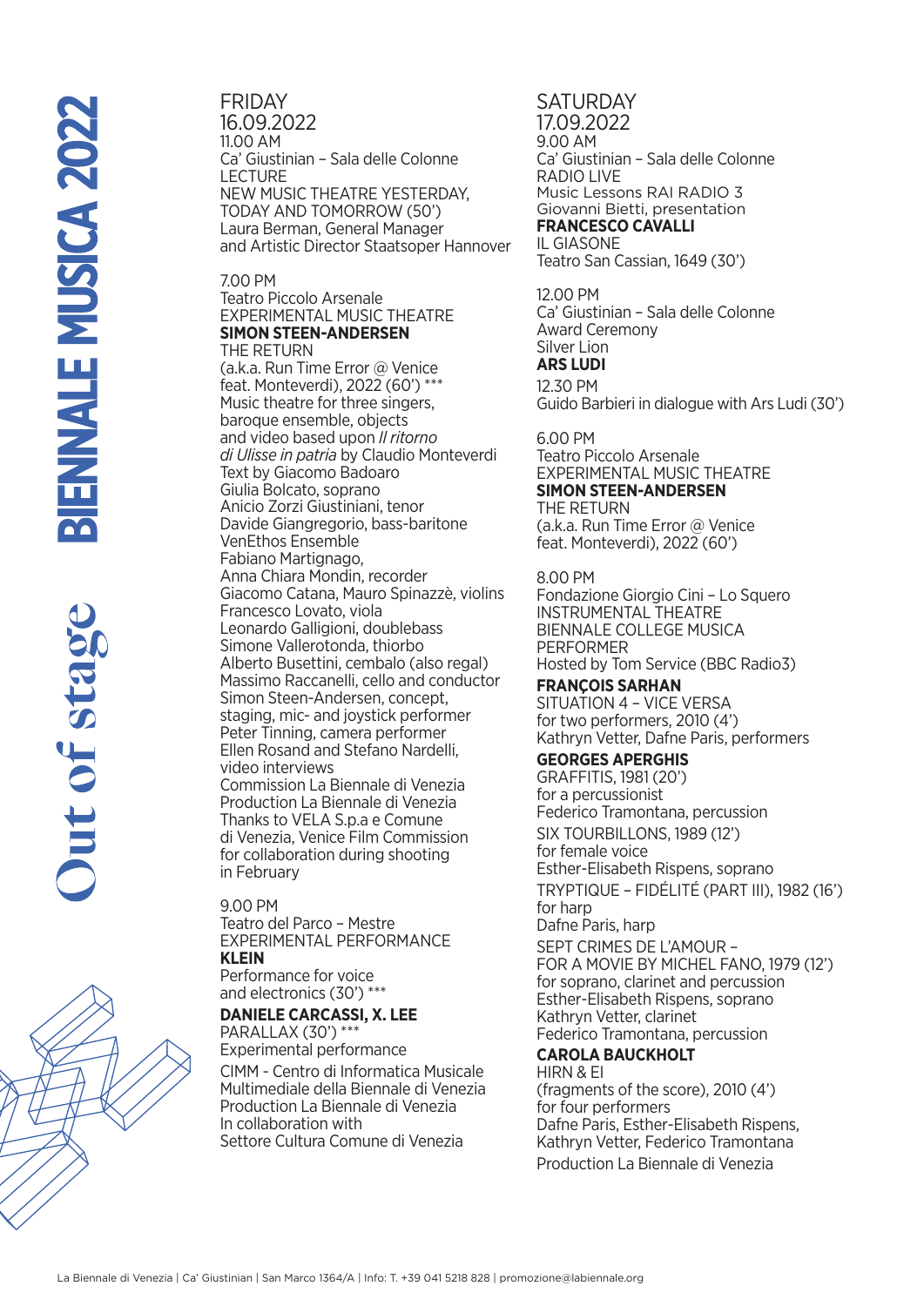## FRIDAY 16.09.2022

11.00 AM
Ca' Giustinian – Sala delle Colonne
LECTURE
NEW MUSIC THEATRE YESTERDAY, TODAY AND TOMORROW (50')
Laura Berman, General Manager and Artistic Director Staatsoper Hannover

7.00 PM
Teatro Piccolo Arsenale
EXPERIMENTAL MUSIC THEATRE
**SIMON STEEN-ANDERSEN**
THE RETURN
(a.k.a. Run Time Error @ Venice feat. Monteverdi), 2022 (60') ***
Music theatre for three singers, baroque ensemble, objects and video based upon *Il ritorno di Ulisse in patria* by Claudio Monteverdi
Text by Giacomo Badoaro
Giulia Bolcato, soprano
Anicio Zorzi Giustiniani, tenor
Davide Giangregorio, bass-baritone
VenEthos Ensemble
Fabiano Martignago,
Anna Chiara Mondin, recorder
Giacomo Catana, Mauro Spinazzè, violins
Francesco Lovato, viola
Leonardo Galligioni, doublebass
Simone Vallerotonda, thiorbo
Alberto Busettini, cembalo (also regal)
Massimo Raccanelli, cello and conductor
Simon Steen-Andersen, concept, staging, mic- and joystick performer
Peter Tinning, camera performer
Ellen Rosand and Stefano Nardelli, video interviews
Commission La Biennale di Venezia
Production La Biennale di Venezia
Thanks to VELA S.p.a e Comune di Venezia, Venice Film Commission for collaboration during shooting in February

9.00 PM
Teatro del Parco – Mestre
EXPERIMENTAL PERFORMANCE
**KLEIN**
Performance for voice and electronics (30') ***

**DANIELE CARCASSI, X. LEE**
PARALLAX (30') ***
Experimental performance
CIMM - Centro di Informatica Musicale Multimediale della Biennale di Venezia
Production La Biennale di Venezia
In collaboration with Settore Cultura Comune di Venezia

## SATURDAY 17.09.2022

9.00 AM
Ca' Giustinian – Sala delle Colonne
RADIO LIVE
Music Lessons RAI RADIO 3
Giovanni Bietti, presentation
**FRANCESCO CAVALLI**
IL GIASONE
Teatro San Cassian, 1649 (30')

12.00 PM
Ca' Giustinian – Sala delle Colonne
Award Ceremony
Silver Lion
**ARS LUDI**

12.30 PM
Guido Barbieri in dialogue with Ars Ludi (30')

6.00 PM
Teatro Piccolo Arsenale
EXPERIMENTAL MUSIC THEATRE
**SIMON STEEN-ANDERSEN**
THE RETURN
(a.k.a. Run Time Error @ Venice feat. Monteverdi), 2022 (60')

8.00 PM
Fondazione Giorgio Cini – Lo Squero
INSTRUMENTAL THEATRE
BIENNALE COLLEGE MUSICA
PERFORMER
Hosted by Tom Service (BBC Radio3)

**FRANÇOIS SARHAN**
SITUATION 4 – VICE VERSA
for two performers, 2010 (4')
Kathryn Vetter, Dafne Paris, performers

**GEORGES APERGHIS**
GRAFFITIS, 1981 (20')
for a percussionist
Federico Tramontana, percussion

SIX TOURBILLONS, 1989 (12')
for female voice
Esther-Elisabeth Rispens, soprano

TRYPTIQUE – FIDÉLITÉ (PART III), 1982 (16')
for harp
Dafne Paris, harp

SEPT CRIMES DE L'AMOUR – FOR A MOVIE BY MICHEL FANO, 1979 (12')
for soprano, clarinet and percussion
Esther-Elisabeth Rispens, soprano
Kathryn Vetter, clarinet
Federico Tramontana, percussion

**CAROLA BAUCKHOLT**
HIRN & EI
(fragments of the score), 2010 (4')
for four performers
Dafne Paris, Esther-Elisabeth Rispens, Kathryn Vetter, Federico Tramontana

Production La Biennale di Venezia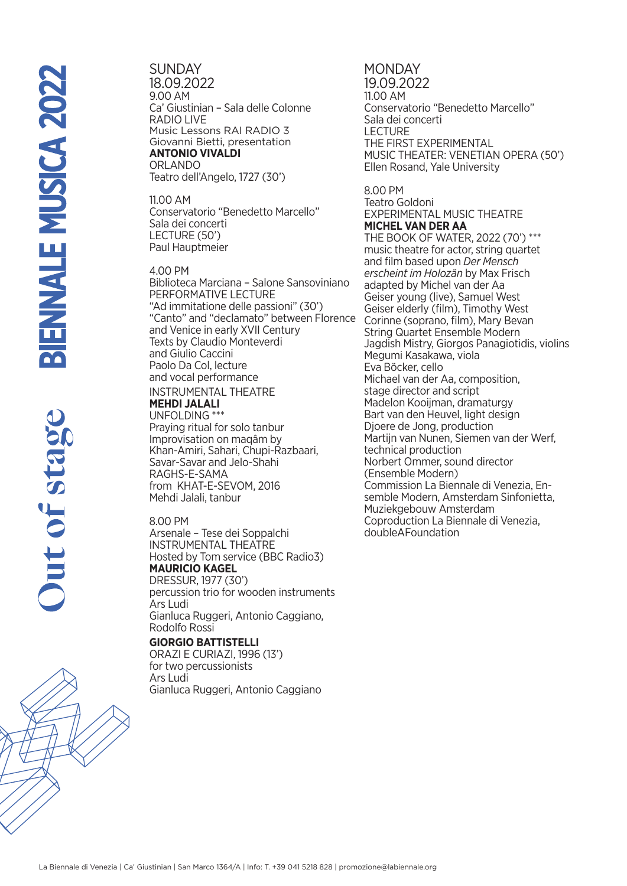# BIENNALE MUSICA 2022

## Out of stage

## SUNDAY 18.09.2022

9.00 AM
Ca' Giustinian – Sala delle Colonne
RADIO LIVE
Music Lessons RAI RADIO 3
Giovanni Bietti, presentation
**ANTONIO VIVALDI**
ORLANDO
Teatro dell'Angelo, 1727 (30')

11.00 AM
Conservatorio "Benedetto Marcello"
Sala dei concerti
LECTURE (50')
Paul Hauptmeier

4.00 PM
Biblioteca Marciana – Salone Sansoviniano
PERFORMATIVE LECTURE
"Ad immitatione delle passioni" (30')
"Canto" and "declamato" between Florence and Venice in early XVII Century
Texts by Claudio Monteverdi and Giulio Caccini
Paolo Da Col, lecture and vocal performance

INSTRUMENTAL THEATRE
**MEHDI JALALI**
UNFOLDING ***
Praying ritual for solo tanbur
Improvisation on maqâm by Khan-Amiri, Sahari, Chupi-Razbaari, Savar-Savar and Jelo-Shahi
RAGHS-E-SAMA
from KHAT-E-SEVOM, 2016
Mehdi Jalali, tanbur

8.00 PM
Arsenale – Tese dei Soppalchi
INSTRUMENTAL THEATRE
Hosted by Tom service (BBC Radio3)
**MAURICIO KAGEL**
DRESSUR, 1977 (30')
percussion trio for wooden instruments
Ars Ludi
Gianluca Ruggeri, Antonio Caggiano, Rodolfo Rossi

**GIORGIO BATTISTELLI**
ORAZI E CURIAZI, 1996 (13')
for two percussionists
Ars Ludi
Gianluca Ruggeri, Antonio Caggiano

## MONDAY 19.09.2022

11.00 AM
Conservatorio "Benedetto Marcello"
Sala dei concerti
LECTURE
THE FIRST EXPERIMENTAL MUSIC THEATER: VENETIAN OPERA (50')
Ellen Rosand, Yale University

8.00 PM
Teatro Goldoni
EXPERIMENTAL MUSIC THEATRE
**MICHEL VAN DER AA**
THE BOOK OF WATER, 2022 (70') ***
music theatre for actor, string quartet and film based upon *Der Mensch erscheint im Holozän* by Max Frisch
adapted by Michel van der Aa
Geiser young (live), Samuel West
Geiser elderly (film), Timothy West
Corinne (soprano, film), Mary Bevan
String Quartet Ensemble Modern
Jagdish Mistry, Giorgos Panagiotidis, violins
Megumi Kasakawa, viola
Eva Böcker, cello
Michael van der Aa, composition, stage director and script
Madelon Kooijman, dramaturgy
Bart van den Heuvel, light design
Djoere de Jong, production
Martijn van Nunen, Siemen van der Werf, technical production
Norbert Ommer, sound director (Ensemble Modern)
Commission La Biennale di Venezia, Ensemble Modern, Amsterdam Sinfonietta, Muziekgebouw Amsterdam
Coproduction La Biennale di Venezia, doubleAFoundation

La Biennale di Venezia | Ca' Giustinian | San Marco 1364/A | Info: T. +39 041 5218 828 | promozione@labiennale.org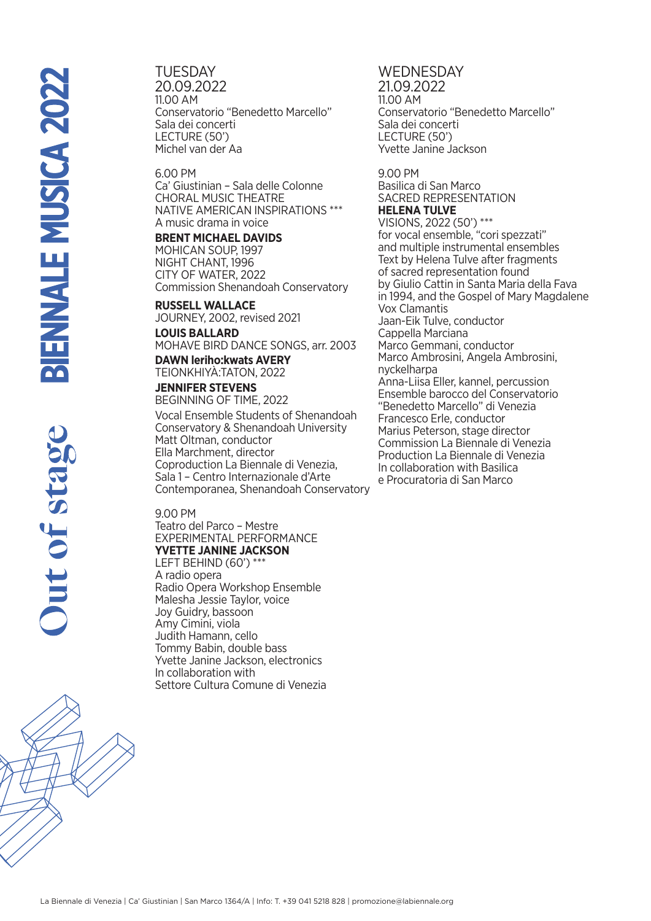## TUESDAY 20.09.2022

11.00 AM
Conservatorio "Benedetto Marcello"
Sala dei concerti
LECTURE (50')
Michel van der Aa

6.00 PM
Ca' Giustinian – Sala delle Colonne
CHORAL MUSIC THEATRE
NATIVE AMERICAN INSPIRATIONS ***
A music drama in voice

**BRENT MICHAEL DAVIDS**
MOHICAN SOUP, 1997
NIGHT CHANT, 1996
CITY OF WATER, 2022
Commission Shenandoah Conservatory

**RUSSELL WALLACE**
JOURNEY, 2002, revised 2021

**LOUIS BALLARD**
MOHAVE BIRD DANCE SONGS, arr. 2003

**DAWN Ieriho:kwats AVERY**
TEIONKHIYÀ:TATON, 2022

**JENNIFER STEVENS**
BEGINNING OF TIME, 2022

Vocal Ensemble Students of Shenandoah Conservatory & Shenandoah University
Matt Oltman, conductor
Ella Marchment, director
Coproduction La Biennale di Venezia, Sala 1 – Centro Internazionale d'Arte Contemporanea, Shenandoah Conservatory

9.00 PM
Teatro del Parco – Mestre
EXPERIMENTAL PERFORMANCE
**YVETTE JANINE JACKSON**
LEFT BEHIND (60') ***
A radio opera
Radio Opera Workshop Ensemble
Malesha Jessie Taylor, voice
Joy Guidry, bassoon
Amy Cimini, viola
Judith Hamann, cello
Tommy Babin, double bass
Yvette Janine Jackson, electronics
In collaboration with
Settore Cultura Comune di Venezia

## WEDNESDAY 21.09.2022

11.00 AM
Conservatorio "Benedetto Marcello"
Sala dei concerti
LECTURE (50')
Yvette Janine Jackson

9.00 PM
Basilica di San Marco
SACRED REPRESENTATION
**HELENA TULVE**
VISIONS, 2022 (50') ***
for vocal ensemble, "cori spezzati" and multiple instrumental ensembles
Text by Helena Tulve after fragments of sacred representation found by Giulio Cattin in Santa Maria della Fava in 1994, and the Gospel of Mary Magdalene
Vox Clamantis
Jaan-Eik Tulve, conductor
Cappella Marciana
Marco Gemmani, conductor
Marco Ambrosini, Angela Ambrosini, nyckelharpa
Anna-Liisa Eller, kannel, percussion
Ensemble barocco del Conservatorio "Benedetto Marcello" di Venezia
Francesco Erle, conductor
Marius Peterson, stage director
Commission La Biennale di Venezia
Production La Biennale di Venezia
In collaboration with Basilica e Procuratoria di San Marco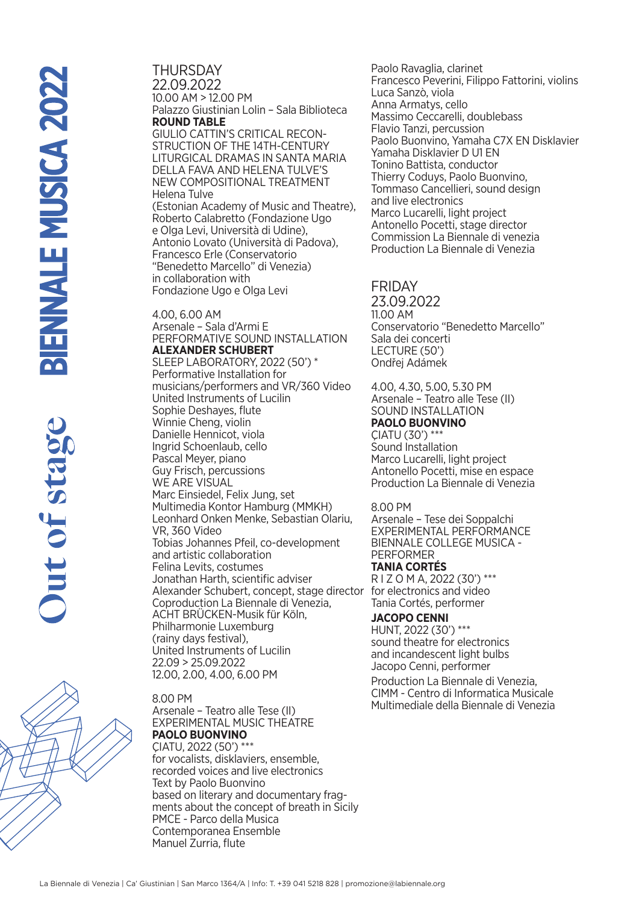## THURSDAY 22.09.2022

10.00 AM > 12.00 PM
Palazzo Giustinian Lolin – Sala Biblioteca
**ROUND TABLE**
GIULIO CATTIN'S CRITICAL RECONSTRUCTION OF THE 14TH-CENTURY LITURGICAL DRAMAS IN SANTA MARIA DELLA FAVA AND HELENA TULVE'S NEW COMPOSITIONAL TREATMENT
Helena Tulve
(Estonian Academy of Music and Theatre),
Roberto Calabretto (Fondazione Ugo e Olga Levi, Università di Udine),
Antonio Lovato (Università di Padova),
Francesco Erle (Conservatorio "Benedetto Marcello" di Venezia)
in collaboration with
Fondazione Ugo e Olga Levi

4.00, 6.00 AM
Arsenale – Sala d'Armi E
PERFORMATIVE SOUND INSTALLATION
**ALEXANDER SCHUBERT**
SLEEP LABORATORY, 2022 (50') *
Performative Installation for musicians/performers and VR/360 Video
United Instruments of Lucilin
Sophie Deshayes, flute
Winnie Cheng, violin
Danielle Hennicot, viola
Ingrid Schoenlaub, cello
Pascal Meyer, piano
Guy Frisch, percussions
WE ARE VISUAL
Marc Einsiedel, Felix Jung, set
Multimedia Kontor Hamburg (MMKH)
Leonhard Onken Menke, Sebastian Olariu, VR, 360 Video
Tobias Johannes Pfeil, co-development and artistic collaboration
Felina Levits, costumes
Jonathan Harth, scientific adviser
Alexander Schubert, concept, stage director
Coproduction La Biennale di Venezia, ACHT BRÜCKEN-Musik für Köln, Philharmonie Luxemburg (rainy days festival),
United Instruments of Lucilin
22.09 > 25.09.2022
12.00, 2.00, 4.00, 6.00 PM

8.00 PM
Arsenale – Teatro alle Tese (II)
EXPERIMENTAL MUSIC THEATRE
**PAOLO BUONVINO**
ÇIATU, 2022 (50') ***
for vocalists, disklaviers, ensemble, recorded voices and live electronics
Text by Paolo Buonvino
based on literary and documentary fragments about the concept of breath in Sicily
PMCE - Parco della Musica Contemporanea Ensemble
Manuel Zurria, flute
Paolo Ravaglia, clarinet
Francesco Peverini, Filippo Fattorini, violins
Luca Sanzò, viola
Anna Armatys, cello
Massimo Ceccarelli, doublebass
Flavio Tanzi, percussion
Paolo Buonvino, Yamaha C7X EN Disklavier
Yamaha Disklavier D U1 EN
Tonino Battista, conductor
Thierry Coduys, Paolo Buonvino, Tommaso Cancellieri, sound design and live electronics
Marco Lucarelli, light project
Antonello Pocetti, stage director
Commission La Biennale di venezia
Production La Biennale di Venezia

## FRIDAY 23.09.2022

11.00 AM
Conservatorio "Benedetto Marcello"
Sala dei concerti
LECTURE (50')
Ondřej Adámek

4.00, 4.30, 5.00, 5.30 PM
Arsenale – Teatro alle Tese (II)
SOUND INSTALLATION
**PAOLO BUONVINO**
ÇIATU (30') ***
Sound Installation
Marco Lucarelli, light project
Antonello Pocetti, mise en espace
Production La Biennale di Venezia

8.00 PM
Arsenale – Tese dei Soppalchi
EXPERIMENTAL PERFORMANCE
BIENNALE COLLEGE MUSICA - PERFORMER
**TANIA CORTÉS**
R I Z O M A, 2022 (30') ***
for electronics and video
Tania Cortés, performer
**JACOPO CENNI**
HUNT, 2022 (30') ***
sound theatre for electronics and incandescent light bulbs
Jacopo Cenni, performer
Production La Biennale di Venezia,
CIMM - Centro di Informatica Musicale Multimediale della Biennale di Venezia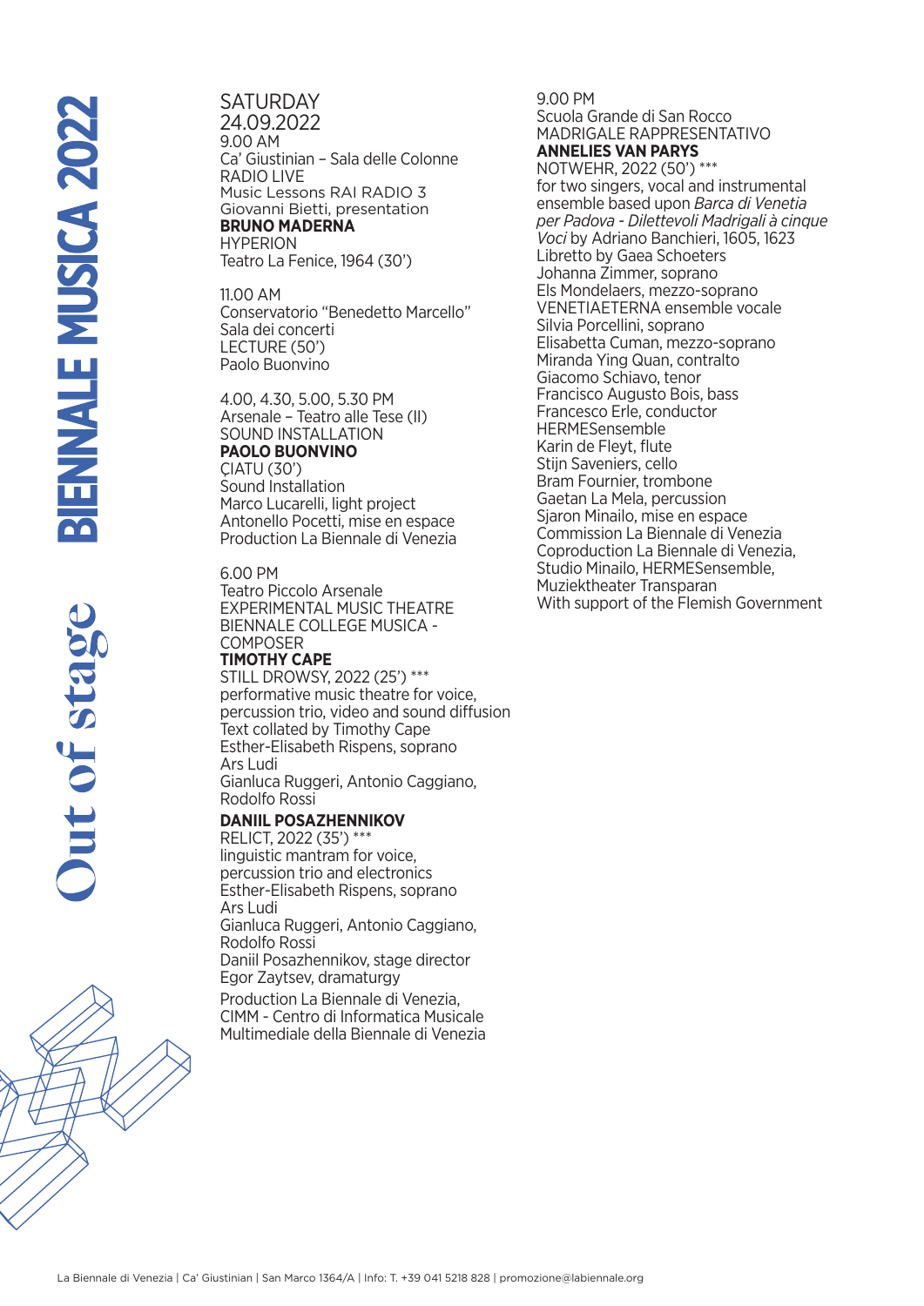## SATURDAY 24.09.2022

9.00 AM
Ca' Giustinian – Sala delle Colonne
RADIO LIVE
Music Lessons RAI RADIO 3
Giovanni Bietti, presentation
**BRUNO MADERNA**
HYPERION
Teatro La Fenice, 1964 (30')

11.00 AM
Conservatorio "Benedetto Marcello"
Sala dei concerti
LECTURE (50')
Paolo Buonvino

4.00, 4.30, 5.00, 5.30 PM
Arsenale – Teatro alle Tese (II)
SOUND INSTALLATION
**PAOLO BUONVINO**
ÇIATU (30')
Sound Installation
Marco Lucarelli, light project
Antonello Pocetti, mise en espace
Production La Biennale di Venezia

6.00 PM
Teatro Piccolo Arsenale
EXPERIMENTAL MUSIC THEATRE
BIENNALE COLLEGE MUSICA - COMPOSER
**TIMOTHY CAPE**
STILL DROWSY, 2022 (25') ***
performative music theatre for voice, percussion trio, video and sound diffusion
Text collated by Timothy Cape
Esther-Elisabeth Rispens, soprano
Ars Ludi
Gianluca Ruggeri, Antonio Caggiano, Rodolfo Rossi

**DANIIL POSAZHENNIKOV**
RELICT, 2022 (35') ***
linguistic mantram for voice, percussion trio and electronics
Esther-Elisabeth Rispens, soprano
Ars Ludi
Gianluca Ruggeri, Antonio Caggiano, Rodolfo Rossi
Daniil Posazhennikov, stage director
Egor Zaytsev, dramaturgy
Production La Biennale di Venezia, CIMM - Centro di Informatica Musicale Multimediale della Biennale di Venezia

9.00 PM
Scuola Grande di San Rocco
MADRIGALE RAPPRESENTATIVO
**ANNELIES VAN PARYS**
NOTWEHR, 2022 (50') ***
for two singers, vocal and instrumental ensemble based upon *Barca di Venetia per Padova - Dilettevoli Madrigali à cinque Voci* by Adriano Banchieri, 1605, 1623
Libretto by Gaea Schoeters
Johanna Zimmer, soprano
Els Mondelaers, mezzo-soprano
VENETIAETERNA ensemble vocale
Silvia Porcellini, soprano
Elisabetta Cuman, mezzo-soprano
Miranda Ying Quan, contralto
Giacomo Schiavo, tenor
Francisco Augusto Bois, bass
Francesco Erle, conductor
HERMESensemble
Karin de Fleyt, flute
Stijn Saveniers, cello
Bram Fournier, trombone
Gaetan La Mela, percussion
Sjaron Minailo, mise en espace
Commission La Biennale di Venezia
Coproduction La Biennale di Venezia, Studio Minailo, HERMESensemble, Muziektheater Transparan
With support of the Flemish Government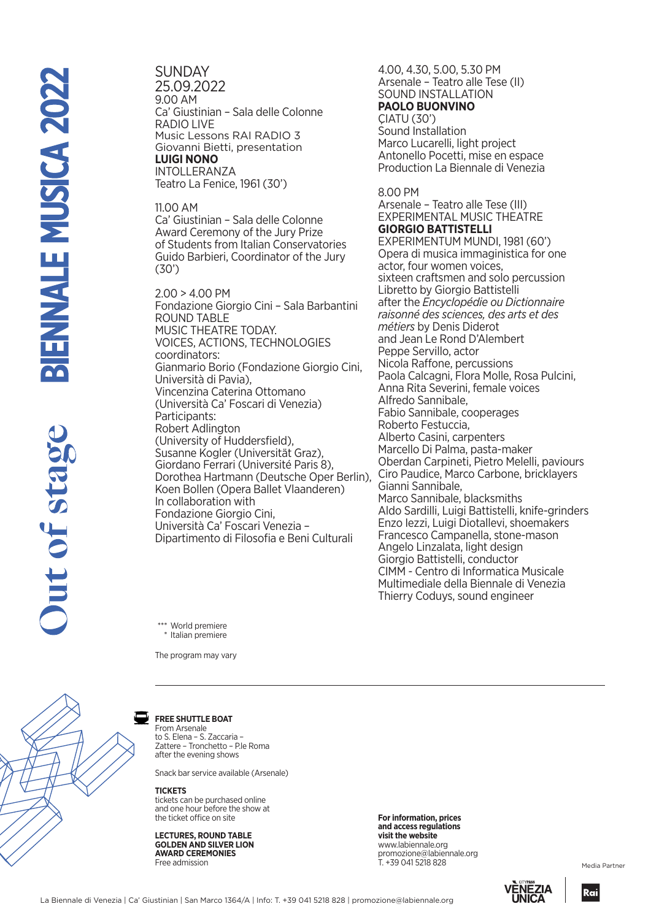## SUNDAY
## 25.09.2022

9.00 AM
Ca' Giustinian – Sala delle Colonne
RADIO LIVE
Music Lessons RAI RADIO 3
Giovanni Bietti, presentation
**LUIGI NONO**
INTOLLERANZA
Teatro La Fenice, 1961 (30')

11.00 AM
Ca' Giustinian – Sala delle Colonne
Award Ceremony of the Jury Prize
of Students from Italian Conservatories
Guido Barbieri, Coordinator of the Jury
(30')

2.00 > 4.00 PM
Fondazione Giorgio Cini – Sala Barbantini
ROUND TABLE
MUSIC THEATRE TODAY.
VOICES, ACTIONS, TECHNOLOGIES
coordinators:
Gianmario Borio (Fondazione Giorgio Cini, Università di Pavia),
Vincenzina Caterina Ottomano
(Università Ca' Foscari di Venezia)
Participants:
Robert Adlington
(University of Huddersfield),
Susanne Kogler (Universität Graz),
Giordano Ferrari (Université Paris 8),
Dorothea Hartmann (Deutsche Oper Berlin),
Koen Bollen (Opera Ballet Vlaanderen)
In collaboration with
Fondazione Giorgio Cini,
Università Ca' Foscari Venezia –
Dipartimento di Filosofia e Beni Culturali

4.00, 4.30, 5.00, 5.30 PM
Arsenale – Teatro alle Tese (II)
SOUND INSTALLATION
**PAOLO BUONVINO**
ÇIATU (30')
Sound Installation
Marco Lucarelli, light project
Antonello Pocetti, mise en espace
Production La Biennale di Venezia

8.00 PM
Arsenale – Teatro alle Tese (III)
EXPERIMENTAL MUSIC THEATRE
**GIORGIO BATTISTELLI**
EXPERIMENTUM MUNDI, 1981 (60')
Opera di musica immaginistica for one actor, four women voices,
sixteen craftsmen and solo percussion
Libretto by Giorgio Battistelli
after the *Encyclopédie ou Dictionnaire raisonné des sciences, des arts et des métiers* by Denis Diderot
and Jean Le Rond D'Alembert
Peppe Servillo, actor
Nicola Raffone, percussions
Paola Calcagni, Flora Molle, Rosa Pulcini,
Anna Rita Severini, female voices
Alfredo Sannibale,
Fabio Sannibale, cooperages
Roberto Festuccia,
Alberto Casini, carpenters
Marcello Di Palma, pasta-maker
Oberdan Carpineti, Pietro Melelli, paviours
Ciro Paudice, Marco Carbone, bricklayers
Gianni Sannibale,
Marco Sannibale, blacksmiths
Aldo Sardilli, Luigi Battistelli, knife-grinders
Enzo Iezzi, Luigi Diotallevi, shoemakers
Francesco Campanella, stone-mason
Angelo Linzalata, light design
Giorgio Battistelli, conductor
CIMM - Centro di Informatica Musicale Multimediale della Biennale di Venezia
Thierry Coduys, sound engineer

*** World premiere
\* Italian premiere

The program may vary

---

**FREE SHUTTLE BOAT**
From Arsenale
to S. Elena – S. Zaccaria –
Zattere – Tronchetto – P.le Roma
after the evening shows

Snack bar service available (Arsenale)

**TICKETS**
tickets can be purchased online
and one hour before the show at
the ticket office on site

**LECTURES, ROUND TABLE GOLDEN AND SILVER LION AWARD CEREMONIES**
Free admission

**For information, prices and access regulations visit the website**
www.labiennale.org
promozione@labiennale.org
T. +39 041 5218 828

Media Partner

La Biennale di Venezia | Ca' Giustinian | San Marco 1364/A | Info: T. +39 041 5218 828 | promozione@labiennale.org